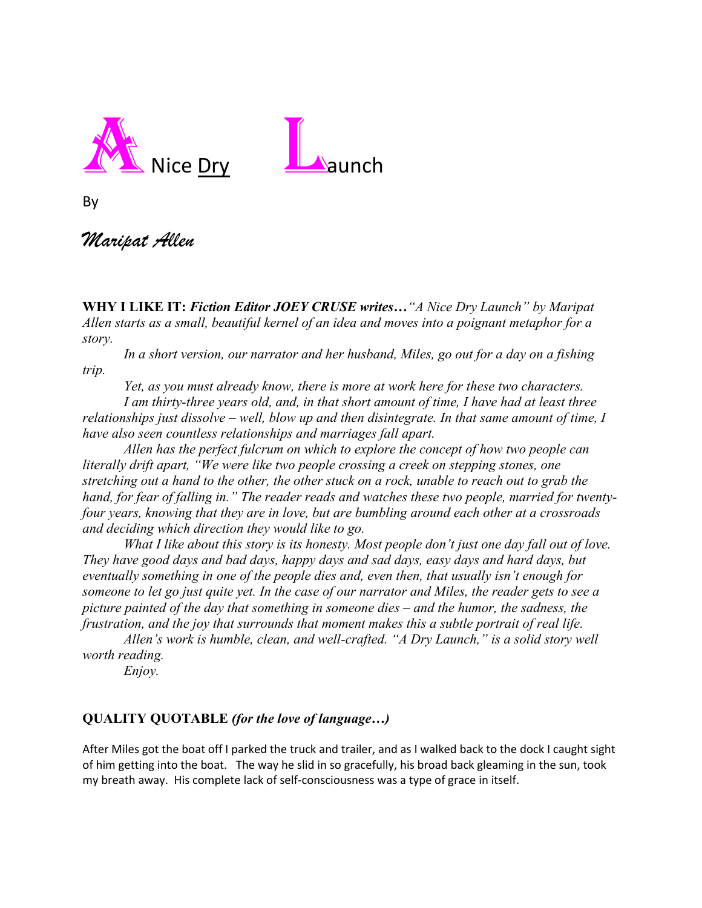# A Nice <u>Dry</u> Launch

By

*Maripat Allen*

**WHY I LIKE IT:** ***Fiction Editor JOEY CRUSE writes…****"A Nice Dry Launch" by Maripat Allen starts as a small, beautiful kernel of an idea and moves into a poignant metaphor for a story.*

*In a short version, our narrator and her husband, Miles, go out for a day on a fishing trip.*

*Yet, as you must already know, there is more at work here for these two characters.*

*I am thirty-three years old, and, in that short amount of time, I have had at least three relationships just dissolve – well, blow up and then disintegrate. In that same amount of time, I have also seen countless relationships and marriages fall apart.*

*Allen has the perfect fulcrum on which to explore the concept of how two people can literally drift apart, "We were like two people crossing a creek on stepping stones, one stretching out a hand to the other, the other stuck on a rock, unable to reach out to grab the hand, for fear of falling in." The reader reads and watches these two people, married for twenty-four years, knowing that they are in love, but are bumbling around each other at a crossroads and deciding which direction they would like to go.*

*What I like about this story is its honesty. Most people don't just one day fall out of love. They have good days and bad days, happy days and sad days, easy days and hard days, but eventually something in one of the people dies and, even then, that usually isn't enough for someone to let go just quite yet. In the case of our narrator and Miles, the reader gets to see a picture painted of the day that something in someone dies – and the humor, the sadness, the frustration, and the joy that surrounds that moment makes this a subtle portrait of real life.*

*Allen's work is humble, clean, and well-crafted. "A Dry Launch," is a solid story well worth reading.*

*Enjoy.*

**QUALITY QUOTABLE** ***(for the love of language…)***

After Miles got the boat off I parked the truck and trailer, and as I walked back to the dock I caught sight of him getting into the boat. The way he slid in so gracefully, his broad back gleaming in the sun, took my breath away. His complete lack of self-consciousness was a type of grace in itself.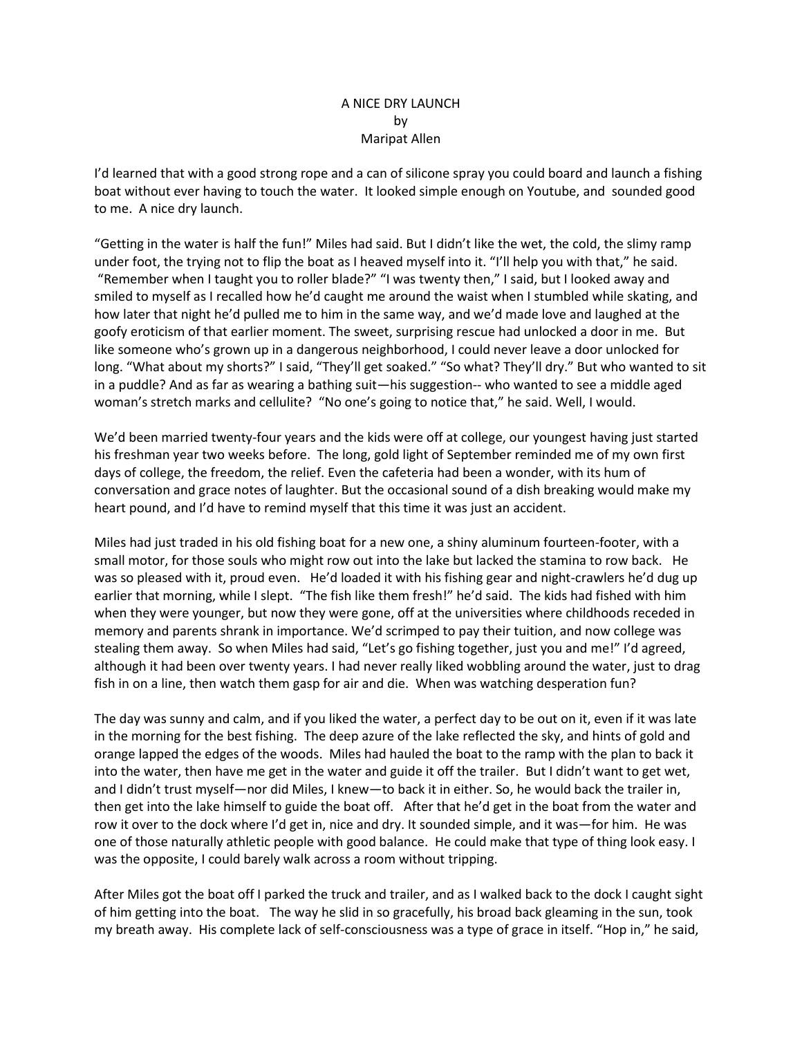A NICE DRY LAUNCH
by
Maripat Allen

I'd learned that with a good strong rope and a can of silicone spray you could board and launch a fishing boat without ever having to touch the water. It looked simple enough on Youtube, and sounded good to me. A nice dry launch.

"Getting in the water is half the fun!" Miles had said. But I didn't like the wet, the cold, the slimy ramp under foot, the trying not to flip the boat as I heaved myself into it. "I'll help you with that," he said. "Remember when I taught you to roller blade?" "I was twenty then," I said, but I looked away and smiled to myself as I recalled how he'd caught me around the waist when I stumbled while skating, and how later that night he'd pulled me to him in the same way, and we'd made love and laughed at the goofy eroticism of that earlier moment. The sweet, surprising rescue had unlocked a door in me. But like someone who's grown up in a dangerous neighborhood, I could never leave a door unlocked for long. "What about my shorts?" I said, "They'll get soaked." "So what? They'll dry." But who wanted to sit in a puddle? And as far as wearing a bathing suit—his suggestion-- who wanted to see a middle aged woman's stretch marks and cellulite? "No one's going to notice that," he said. Well, I would.

We'd been married twenty-four years and the kids were off at college, our youngest having just started his freshman year two weeks before. The long, gold light of September reminded me of my own first days of college, the freedom, the relief. Even the cafeteria had been a wonder, with its hum of conversation and grace notes of laughter. But the occasional sound of a dish breaking would make my heart pound, and I'd have to remind myself that this time it was just an accident.

Miles had just traded in his old fishing boat for a new one, a shiny aluminum fourteen-footer, with a small motor, for those souls who might row out into the lake but lacked the stamina to row back. He was so pleased with it, proud even. He'd loaded it with his fishing gear and night-crawlers he'd dug up earlier that morning, while I slept. "The fish like them fresh!" he'd said. The kids had fished with him when they were younger, but now they were gone, off at the universities where childhoods receded in memory and parents shrank in importance. We'd scrimped to pay their tuition, and now college was stealing them away. So when Miles had said, "Let's go fishing together, just you and me!" I'd agreed, although it had been over twenty years. I had never really liked wobbling around the water, just to drag fish in on a line, then watch them gasp for air and die. When was watching desperation fun?

The day was sunny and calm, and if you liked the water, a perfect day to be out on it, even if it was late in the morning for the best fishing. The deep azure of the lake reflected the sky, and hints of gold and orange lapped the edges of the woods. Miles had hauled the boat to the ramp with the plan to back it into the water, then have me get in the water and guide it off the trailer. But I didn't want to get wet, and I didn't trust myself—nor did Miles, I knew—to back it in either. So, he would back the trailer in, then get into the lake himself to guide the boat off. After that he'd get in the boat from the water and row it over to the dock where I'd get in, nice and dry. It sounded simple, and it was—for him. He was one of those naturally athletic people with good balance. He could make that type of thing look easy. I was the opposite, I could barely walk across a room without tripping.

After Miles got the boat off I parked the truck and trailer, and as I walked back to the dock I caught sight of him getting into the boat. The way he slid in so gracefully, his broad back gleaming in the sun, took my breath away. His complete lack of self-consciousness was a type of grace in itself. "Hop in," he said,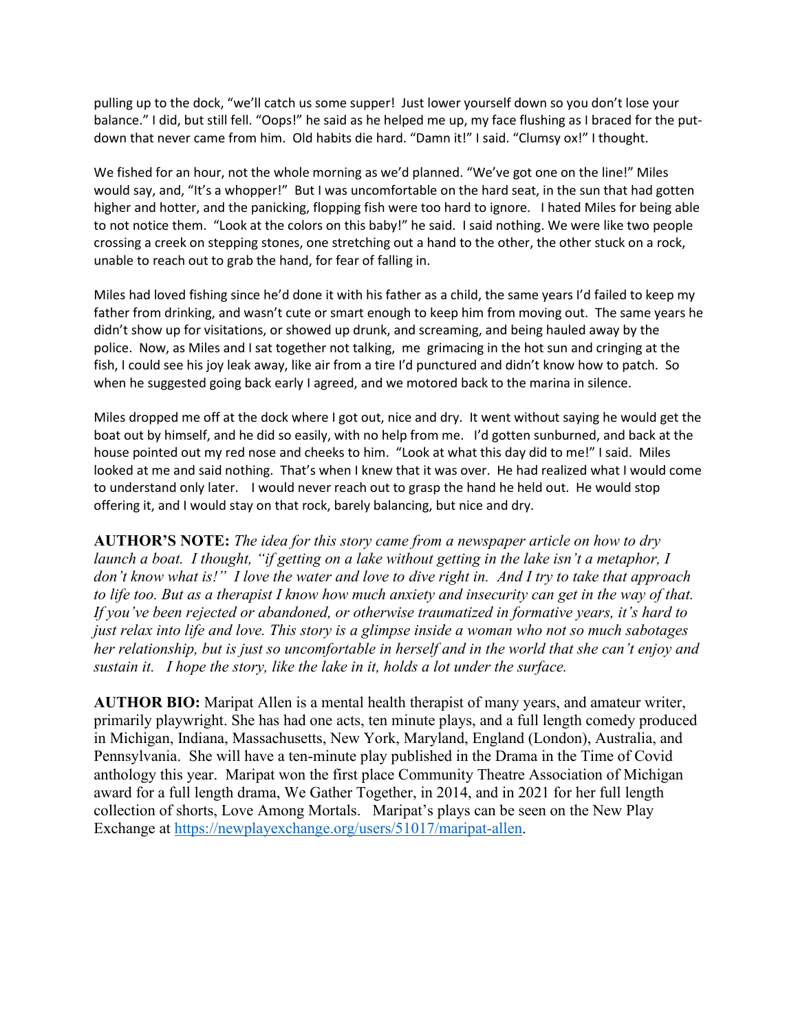pulling up to the dock, "we'll catch us some supper! Just lower yourself down so you don't lose your balance." I did, but still fell. "Oops!" he said as he helped me up, my face flushing as I braced for the put-down that never came from him. Old habits die hard. "Damn it!" I said. "Clumsy ox!" I thought.

We fished for an hour, not the whole morning as we'd planned. "We've got one on the line!" Miles would say, and, "It's a whopper!" But I was uncomfortable on the hard seat, in the sun that had gotten higher and hotter, and the panicking, flopping fish were too hard to ignore. I hated Miles for being able to not notice them. "Look at the colors on this baby!" he said. I said nothing. We were like two people crossing a creek on stepping stones, one stretching out a hand to the other, the other stuck on a rock, unable to reach out to grab the hand, for fear of falling in.

Miles had loved fishing since he'd done it with his father as a child, the same years I'd failed to keep my father from drinking, and wasn't cute or smart enough to keep him from moving out. The same years he didn't show up for visitations, or showed up drunk, and screaming, and being hauled away by the police. Now, as Miles and I sat together not talking, me grimacing in the hot sun and cringing at the fish, I could see his joy leak away, like air from a tire I'd punctured and didn't know how to patch. So when he suggested going back early I agreed, and we motored back to the marina in silence.

Miles dropped me off at the dock where I got out, nice and dry. It went without saying he would get the boat out by himself, and he did so easily, with no help from me. I'd gotten sunburned, and back at the house pointed out my red nose and cheeks to him. "Look at what this day did to me!" I said. Miles looked at me and said nothing. That's when I knew that it was over. He had realized what I would come to understand only later. I would never reach out to grasp the hand he held out. He would stop offering it, and I would stay on that rock, barely balancing, but nice and dry.

**AUTHOR'S NOTE:** *The idea for this story came from a newspaper article on how to dry launch a boat. I thought, "if getting on a lake without getting in the lake isn't a metaphor, I don't know what is!" I love the water and love to dive right in. And I try to take that approach to life too. But as a therapist I know how much anxiety and insecurity can get in the way of that. If you've been rejected or abandoned, or otherwise traumatized in formative years, it's hard to just relax into life and love. This story is a glimpse inside a woman who not so much sabotages her relationship, but is just so uncomfortable in herself and in the world that she can't enjoy and sustain it. I hope the story, like the lake in it, holds a lot under the surface.*

**AUTHOR BIO:** Maripat Allen is a mental health therapist of many years, and amateur writer, primarily playwright. She has had one acts, ten minute plays, and a full length comedy produced in Michigan, Indiana, Massachusetts, New York, Maryland, England (London), Australia, and Pennsylvania. She will have a ten-minute play published in the Drama in the Time of Covid anthology this year. Maripat won the first place Community Theatre Association of Michigan award for a full length drama, We Gather Together, in 2014, and in 2021 for her full length collection of shorts, Love Among Mortals. Maripat's plays can be seen on the New Play Exchange at [https://newplayexchange.org/users/51017/maripat-allen](https://newplayexchange.org/users/51017/maripat-allen).